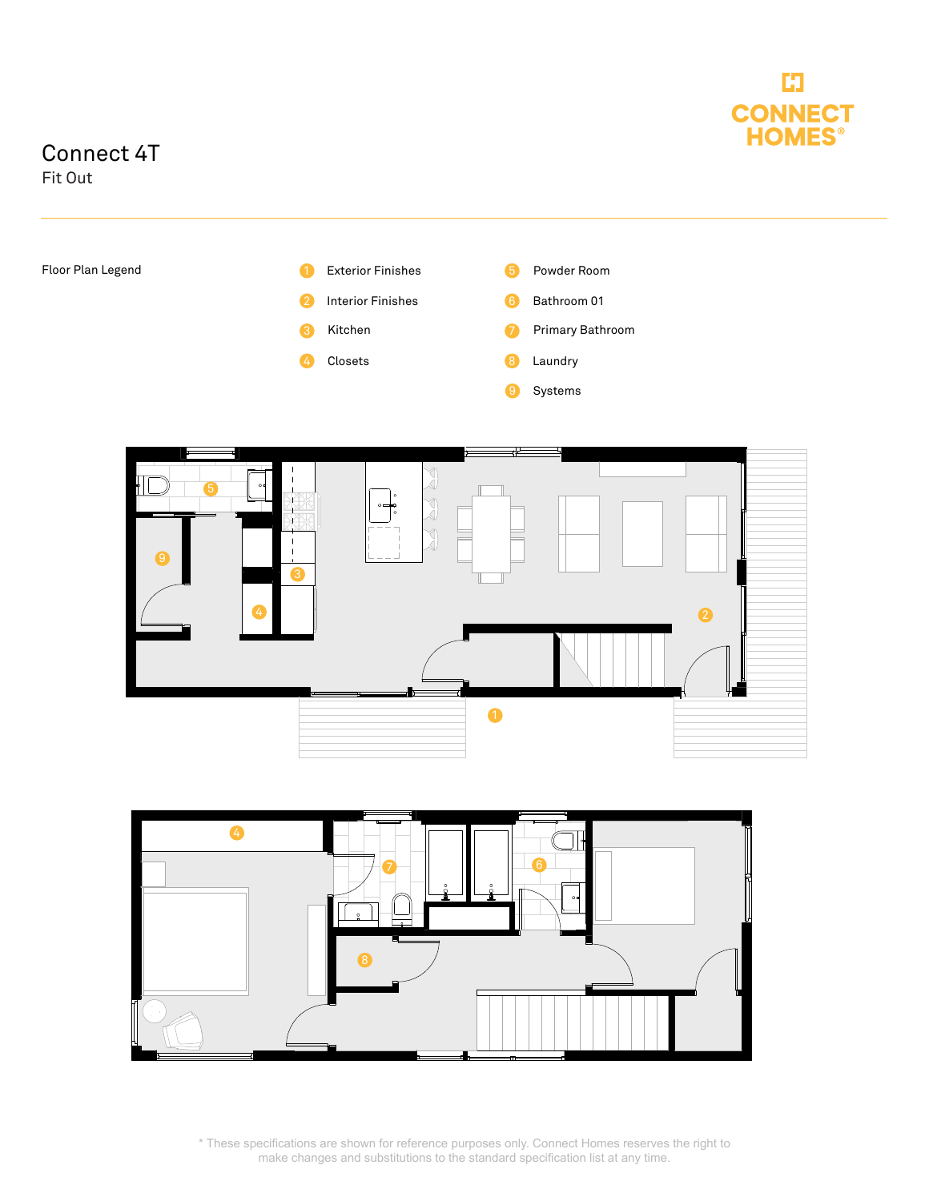# Connect 4T

Fit Out

CONNECT HOMES®

Floor Plan Legend

1. Exterior Finishes
2. Interior Finishes
3. Kitchen
4. Closets
5. Powder Room
6. Bathroom 01
7. Primary Bathroom
8. Laundry
9. Systems

\* These specifications are shown for reference purposes only. Connect Homes reserves the right to make changes and substitutions to the standard specification list at any time.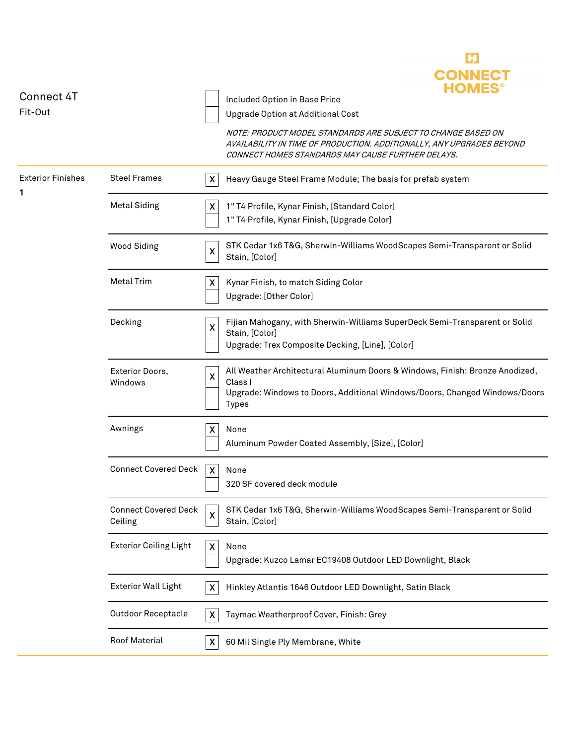CONNECT HOMES®

# Connect 4T
Fit-Out

| | |
|---|---|
| ☐ | Included Option in Base Price |
| ☐ | Upgrade Option at Additional Cost |

*NOTE: PRODUCT MODEL STANDARDS ARE SUBJECT TO CHANGE BASED ON AVAILABILITY IN TIME OF PRODUCTION. ADDITIONALLY, ANY UPGRADES BEYOND CONNECT HOMES STANDARDS MAY CAUSE FURTHER DELAYS.*

| Section | Item | Selection | Description |
|---|---|---|---|
| Exterior Finishes 1 | Steel Frames | X | Heavy Gauge Steel Frame Module; The basis for prefab system |
| | Metal Siding | X | 1" T4 Profile, Kynar Finish, [Standard Color] |
| | | | 1" T4 Profile, Kynar Finish, [Upgrade Color] |
| | Wood Siding | X | STK Cedar 1x6 T&G, Sherwin-Williams WoodScapes Semi-Transparent or Solid Stain, [Color] |
| | Metal Trim | X | Kynar Finish, to match Siding Color |
| | | | Upgrade: [Other Color] |
| | Decking | X | Fijian Mahogany, with Sherwin-Williams SuperDeck Semi-Transparent or Solid Stain, [Color] |
| | | | Upgrade: Trex Composite Decking, [Line], [Color] |
| | Exterior Doors, Windows | X | All Weather Architectural Aluminum Doors & Windows, Finish: Bronze Anodized, Class I |
| | | | Upgrade: Windows to Doors, Additional Windows/Doors, Changed Windows/Doors Types |
| | Awnings | X | None |
| | | | Aluminum Powder Coated Assembly, [Size], [Color] |
| | Connect Covered Deck | X | None |
| | | | 320 SF covered deck module |
| | Connect Covered Deck Ceiling | X | STK Cedar 1x6 T&G, Sherwin-Williams WoodScapes Semi-Transparent or Solid Stain, [Color] |
| | Exterior Ceiling Light | X | None |
| | | | Upgrade: Kuzco Lamar EC19408 Outdoor LED Downlight, Black |
| | Exterior Wall Light | X | Hinkley Atlantis 1646 Outdoor LED Downlight, Satin Black |
| | Outdoor Receptacle | X | Taymac Weatherproof Cover, Finish: Grey |
| | Roof Material | X | 60 Mil Single Ply Membrane, White |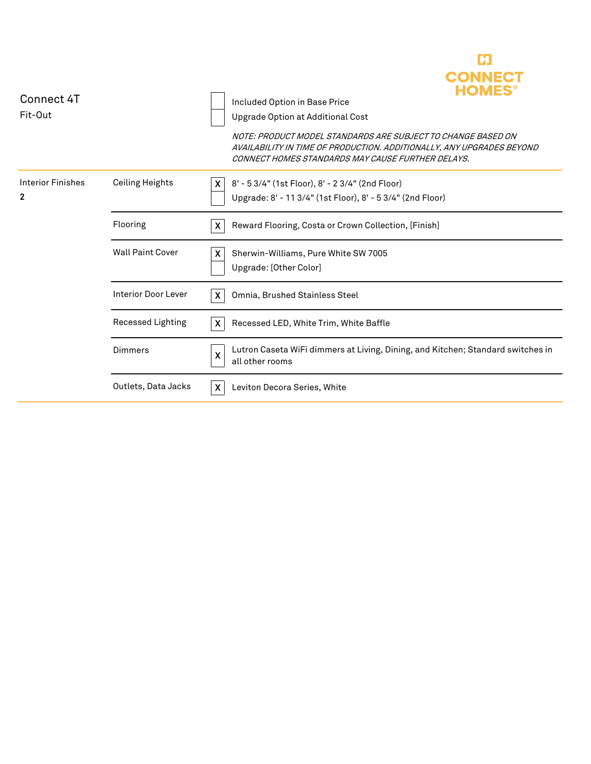CONNECT HOMES®

**Connect 4T**
Fit-Out

| | |
|---|---|
| [ ] | Included Option in Base Price |
| [ ] | Upgrade Option at Additional Cost |

*NOTE: PRODUCT MODEL STANDARDS ARE SUBJECT TO CHANGE BASED ON AVAILABILITY IN TIME OF PRODUCTION. ADDITIONALLY, ANY UPGRADES BEYOND CONNECT HOMES STANDARDS MAY CAUSE FURTHER DELAYS.*

| Section | Item | | Option |
|---|---|---|---|
| Interior Finishes **2** | Ceiling Heights | X | 8' - 5 3/4" (1st Floor), 8' - 2 3/4" (2nd Floor) |
| | | | Upgrade: 8' - 11 3/4" (1st Floor), 8' - 5 3/4" (2nd Floor) |
| | Flooring | X | Reward Flooring, Costa or Crown Collection, [Finish] |
| | Wall Paint Cover | X | Sherwin-Williams, Pure White SW 7005 |
| | | | Upgrade: [Other Color] |
| | Interior Door Lever | X | Omnia, Brushed Stainless Steel |
| | Recessed Lighting | X | Recessed LED, White Trim, White Baffle |
| | Dimmers | X | Lutron Caseta WiFi dimmers at Living, Dining, and Kitchen; Standard switches in all other rooms |
| | Outlets, Data Jacks | X | Leviton Decora Series, White |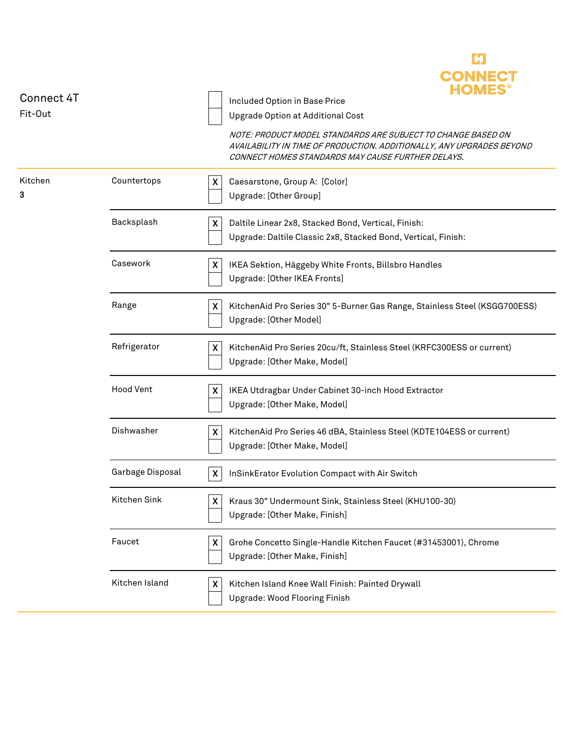Connect 4T
Fit-Out

☐ Included Option in Base Price
☐ Upgrade Option at Additional Cost

*NOTE: PRODUCT MODEL STANDARDS ARE SUBJECT TO CHANGE BASED ON AVAILABILITY IN TIME OF PRODUCTION. ADDITIONALLY, ANY UPGRADES BEYOND CONNECT HOMES STANDARDS MAY CAUSE FURTHER DELAYS.*

| Section | Item | | Option |
|---|---|---|---|
| Kitchen **3** | Countertops | X | Caesarstone, Group A:  [Color] |
| | | | Upgrade: [Other Group] |
| | Backsplash | X | Daltile Linear 2x8, Stacked Bond, Vertical, Finish: |
| | | | Upgrade: Daltile Classic 2x8, Stacked Bond, Vertical, Finish: |
| | Casework | X | IKEA Sektion, Häggeby White Fronts, Billsbro Handles |
| | | | Upgrade: [Other IKEA Fronts] |
| | Range | X | KitchenAid Pro Series 30" 5-Burner Gas Range, Stainless Steel (KSGG700ESS) |
| | | | Upgrade: [Other Model] |
| | Refrigerator | X | KitchenAid Pro Series 20cu/ft, Stainless Steel (KRFC300ESS or current) |
| | | | Upgrade: [Other Make, Model] |
| | Hood Vent | X | IKEA Utdragbar Under Cabinet 30-inch Hood Extractor |
| | | | Upgrade: [Other Make, Model] |
| | Dishwasher | X | KitchenAid Pro Series 46 dBA, Stainless Steel (KDTE104ESS or current) |
| | | | Upgrade: [Other Make, Model] |
| | Garbage Disposal | X | InSinkErator Evolution Compact with Air Switch |
| | Kitchen Sink | X | Kraus 30" Undermount Sink, Stainless Steel (KHU100-30) |
| | | | Upgrade: [Other Make, Finish] |
| | Faucet | X | Grohe Concetto Single-Handle Kitchen Faucet (#31453001), Chrome |
| | | | Upgrade: [Other Make, Finish] |
| | Kitchen Island | X | Kitchen Island Knee Wall Finish: Painted Drywall |
| | | | Upgrade: Wood Flooring Finish |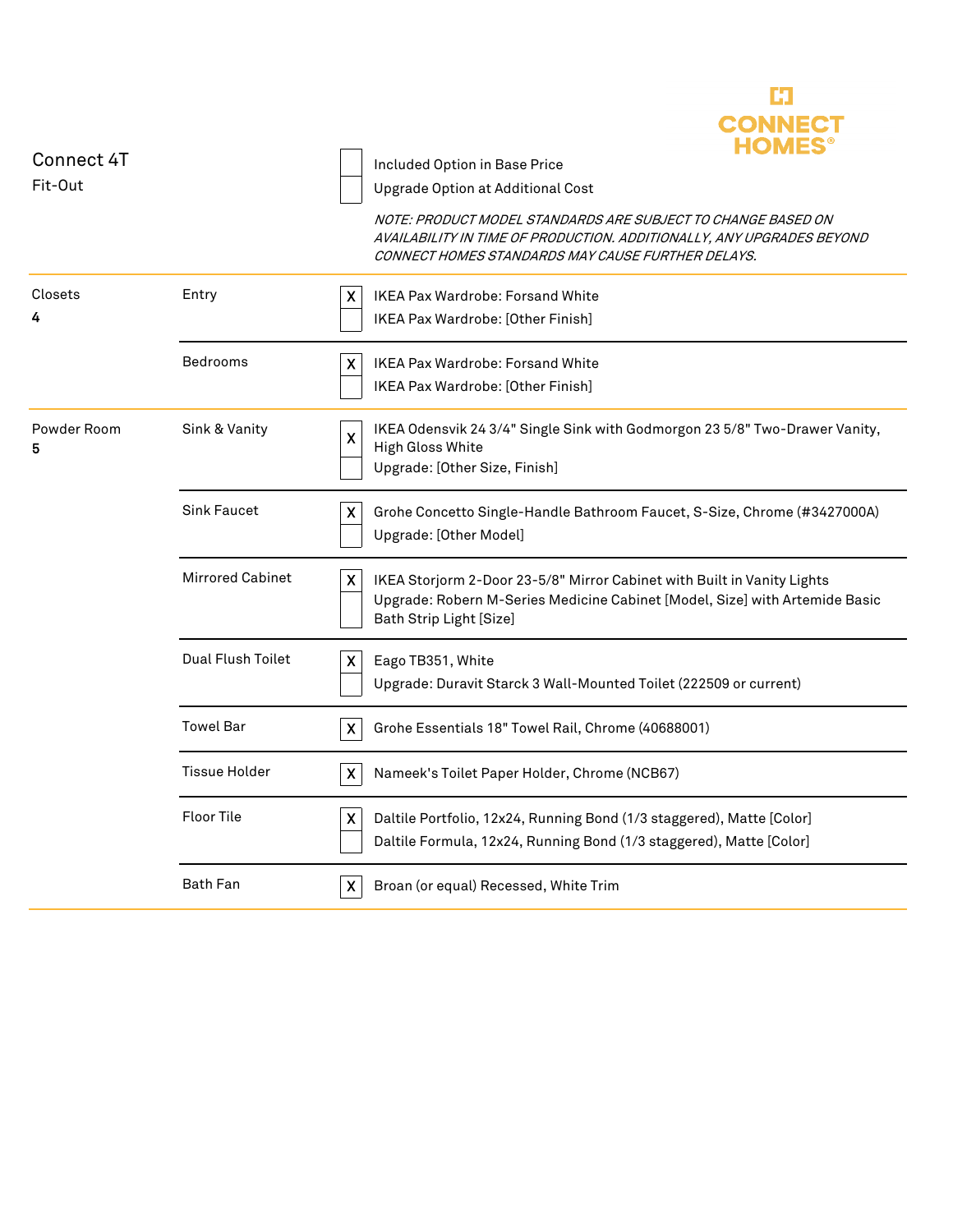# Connect 4T

## Fit-Out

| | Legend |
|---|---|
| [ ] | Included Option in Base Price |
| [ ] | Upgrade Option at Additional Cost |

*NOTE: PRODUCT MODEL STANDARDS ARE SUBJECT TO CHANGE BASED ON AVAILABILITY IN TIME OF PRODUCTION. ADDITIONALLY, ANY UPGRADES BEYOND CONNECT HOMES STANDARDS MAY CAUSE FURTHER DELAYS.*

| Category | Item | Selected | Option |
|---|---|---|---|
| Closets **4** | Entry | X | IKEA Pax Wardrobe: Forsand White |
| | | | IKEA Pax Wardrobe: [Other Finish] |
| | Bedrooms | X | IKEA Pax Wardrobe: Forsand White |
| | | | IKEA Pax Wardrobe: [Other Finish] |
| Powder Room **5** | Sink & Vanity | X | IKEA Odensvik 24 3/4" Single Sink with Godmorgon 23 5/8" Two-Drawer Vanity, High Gloss White |
| | | | Upgrade: [Other Size, Finish] |
| | Sink Faucet | X | Grohe Concetto Single-Handle Bathroom Faucet, S-Size, Chrome (#3427000A) |
| | | | Upgrade: [Other Model] |
| | Mirrored Cabinet | X | IKEA Storjorm 2-Door 23-5/8" Mirror Cabinet with Built in Vanity Lights |
| | | | Upgrade: Robern M-Series Medicine Cabinet [Model, Size] with Artemide Basic Bath Strip Light [Size] |
| | Dual Flush Toilet | X | Eago TB351, White |
| | | | Upgrade: Duravit Starck 3 Wall-Mounted Toilet (222509 or current) |
| | Towel Bar | X | Grohe Essentials 18" Towel Rail, Chrome (40688001) |
| | Tissue Holder | X | Nameek's Toilet Paper Holder, Chrome (NCB67) |
| | Floor Tile | X | Daltile Portfolio, 12x24, Running Bond (1/3 staggered), Matte [Color] |
| | | | Daltile Formula, 12x24, Running Bond (1/3 staggered), Matte [Color] |
| | Bath Fan | X | Broan (or equal) Recessed, White Trim |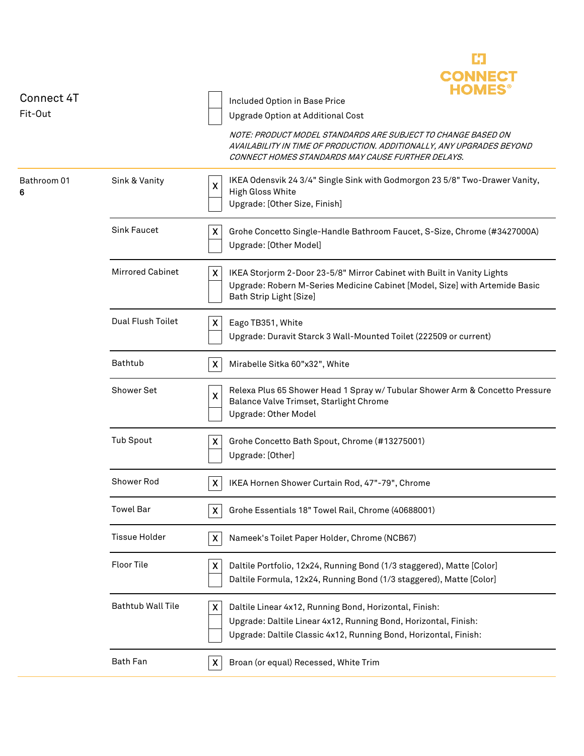Connect 4T

Fit-Out

| | |
|---|---|
| ☐ | Included Option in Base Price |
| ☐ | Upgrade Option at Additional Cost |

*NOTE: PRODUCT MODEL STANDARDS ARE SUBJECT TO CHANGE BASED ON AVAILABILITY IN TIME OF PRODUCTION. ADDITIONALLY, ANY UPGRADES BEYOND CONNECT HOMES STANDARDS MAY CAUSE FURTHER DELAYS.*

## Bathroom 01

| Item | | Description |
|---|---|---|
| Sink & Vanity | X | IKEA Odensvik 24 3/4" Single Sink with Godmorgon 23 5/8" Two-Drawer Vanity, High Gloss White |
| | | Upgrade: [Other Size, Finish] |
| Sink Faucet | X | Grohe Concetto Single-Handle Bathroom Faucet, S-Size, Chrome (#3427000A) |
| | | Upgrade: [Other Model] |
| Mirrored Cabinet | X | IKEA Storjorm 2-Door 23-5/8" Mirror Cabinet with Built in Vanity Lights |
| | | Upgrade: Robern M-Series Medicine Cabinet [Model, Size] with Artemide Basic Bath Strip Light [Size] |
| Dual Flush Toilet | X | Eago TB351, White |
| | | Upgrade: Duravit Starck 3 Wall-Mounted Toilet (222509 or current) |
| Bathtub | X | Mirabelle Sitka 60"x32", White |
| Shower Set | X | Relexa Plus 65 Shower Head 1 Spray w/ Tubular Shower Arm & Concetto Pressure Balance Valve Trimset, Starlight Chrome |
| | | Upgrade: Other Model |
| Tub Spout | X | Grohe Concetto Bath Spout, Chrome (#13275001) |
| | | Upgrade: [Other] |
| Shower Rod | X | IKEA Hornen Shower Curtain Rod, 47"-79", Chrome |
| Towel Bar | X | Grohe Essentials 18" Towel Rail, Chrome (40688001) |
| Tissue Holder | X | Nameek's Toilet Paper Holder, Chrome (NCB67) |
| Floor Tile | X | Daltile Portfolio, 12x24, Running Bond (1/3 staggered), Matte [Color] |
| | | Daltile Formula, 12x24, Running Bond (1/3 staggered), Matte [Color] |
| Bathtub Wall Tile | X | Daltile Linear 4x12, Running Bond, Horizontal, Finish: |
| | | Upgrade: Daltile Linear 4x12, Running Bond, Horizontal, Finish: |
| | | Upgrade: Daltile Classic 4x12, Running Bond, Horizontal, Finish: |
| Bath Fan | X | Broan (or equal) Recessed, White Trim |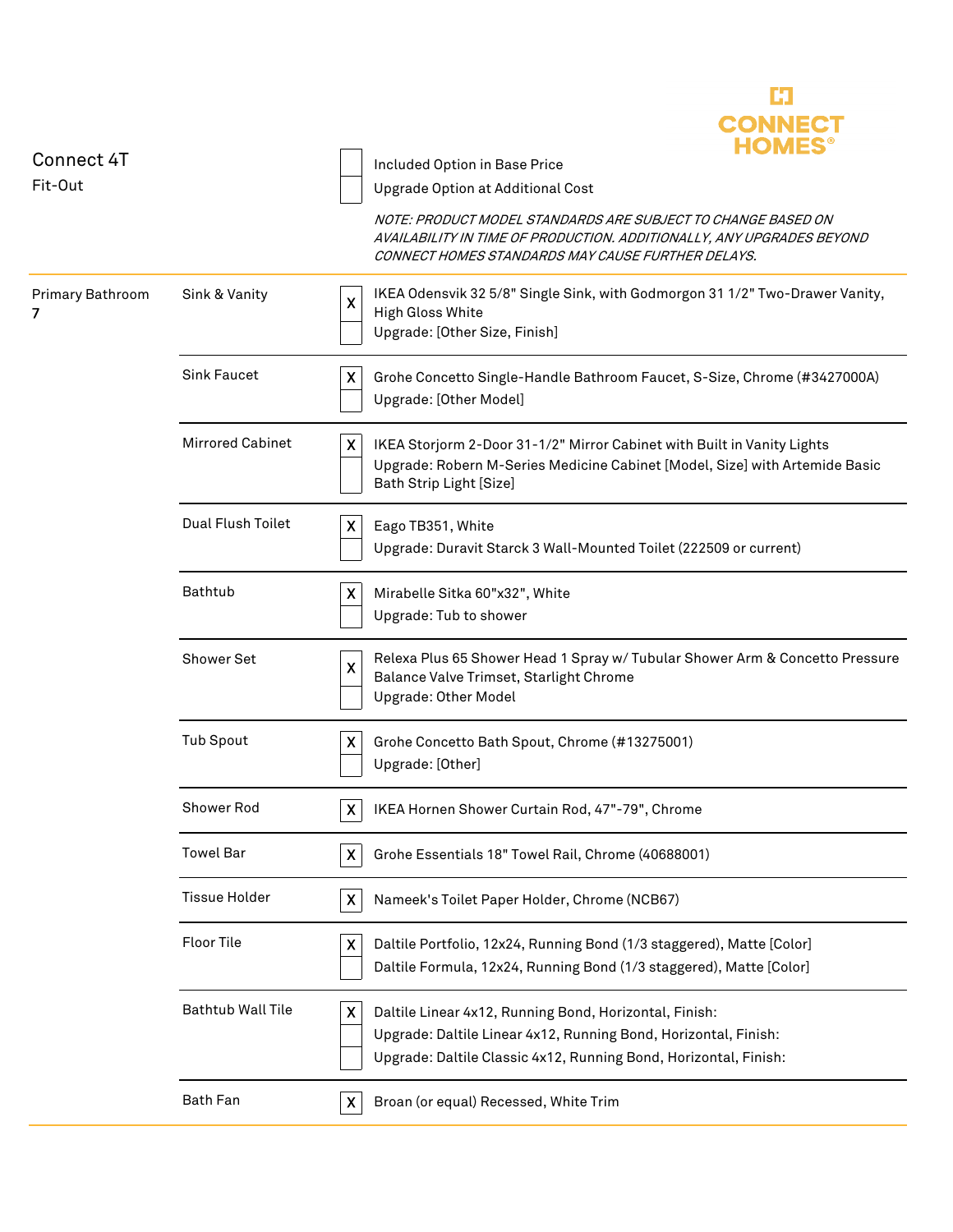Connect 4T
Fit-Out

| | |
|---|---|
| ☐ | Included Option in Base Price |
| ☐ | Upgrade Option at Additional Cost |

*NOTE: PRODUCT MODEL STANDARDS ARE SUBJECT TO CHANGE BASED ON AVAILABILITY IN TIME OF PRODUCTION. ADDITIONALLY, ANY UPGRADES BEYOND CONNECT HOMES STANDARDS MAY CAUSE FURTHER DELAYS.*

| Room | Item | Selected | Description |
|---|---|---|---|
| Primary Bathroom 7 | Sink & Vanity | X | IKEA Odensvik 32 5/8" Single Sink, with Godmorgon 31 1/2" Two-Drawer Vanity, High Gloss White |
| | | | Upgrade: [Other Size, Finish] |
| | Sink Faucet | X | Grohe Concetto Single-Handle Bathroom Faucet, S-Size, Chrome (#3427000A) |
| | | | Upgrade: [Other Model] |
| | Mirrored Cabinet | X | IKEA Storjorm 2-Door 31-1/2" Mirror Cabinet with Built in Vanity Lights |
| | | | Upgrade: Robern M-Series Medicine Cabinet [Model, Size] with Artemide Basic Bath Strip Light [Size] |
| | Dual Flush Toilet | X | Eago TB351, White |
| | | | Upgrade: Duravit Starck 3 Wall-Mounted Toilet (222509 or current) |
| | Bathtub | X | Mirabelle Sitka 60"x32", White |
| | | | Upgrade: Tub to shower |
| | Shower Set | X | Relexa Plus 65 Shower Head 1 Spray w/ Tubular Shower Arm & Concetto Pressure Balance Valve Trimset, Starlight Chrome |
| | | | Upgrade: Other Model |
| | Tub Spout | X | Grohe Concetto Bath Spout, Chrome (#13275001) |
| | | | Upgrade: [Other] |
| | Shower Rod | X | IKEA Hornen Shower Curtain Rod, 47"-79", Chrome |
| | Towel Bar | X | Grohe Essentials 18" Towel Rail, Chrome (40688001) |
| | Tissue Holder | X | Nameek's Toilet Paper Holder, Chrome (NCB67) |
| | Floor Tile | X | Daltile Portfolio, 12x24, Running Bond (1/3 staggered), Matte [Color] |
| | | | Daltile Formula, 12x24, Running Bond (1/3 staggered), Matte [Color] |
| | Bathtub Wall Tile | X | Daltile Linear 4x12, Running Bond, Horizontal, Finish: |
| | | | Upgrade: Daltile Linear 4x12, Running Bond, Horizontal, Finish: |
| | | | Upgrade: Daltile Classic 4x12, Running Bond, Horizontal, Finish: |
| | Bath Fan | X | Broan (or equal) Recessed, White Trim |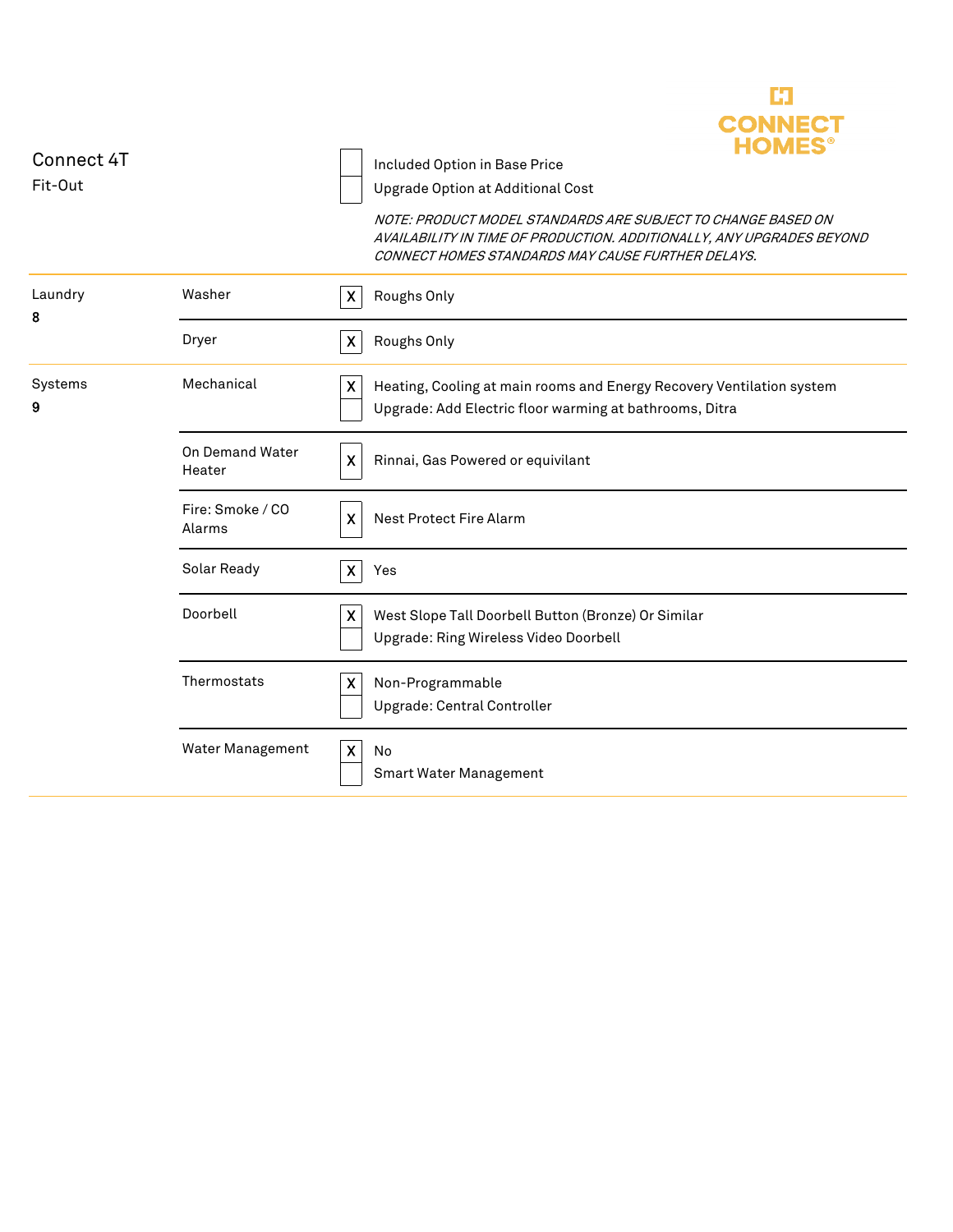# Connect 4T

Fit-Out

CONNECT HOMES®

| | |
|---|---|
| ☐ | Included Option in Base Price |
| ☐ | Upgrade Option at Additional Cost |

*NOTE: PRODUCT MODEL STANDARDS ARE SUBJECT TO CHANGE BASED ON AVAILABILITY IN TIME OF PRODUCTION. ADDITIONALLY, ANY UPGRADES BEYOND CONNECT HOMES STANDARDS MAY CAUSE FURTHER DELAYS.*

| | | | |
|---|---|---|---|
| Laundry **8** | Washer | X | Roughs Only |
| | Dryer | X | Roughs Only |
| Systems **9** | Mechanical | X | Heating, Cooling at main rooms and Energy Recovery Ventilation system |
| | | | Upgrade: Add Electric floor warming at bathrooms, Ditra |
| | On Demand Water Heater | X | Rinnai, Gas Powered or equivilant |
| | Fire: Smoke / CO Alarms | X | Nest Protect Fire Alarm |
| | Solar Ready | X | Yes |
| | Doorbell | X | West Slope Tall Doorbell Button (Bronze) Or Similar |
| | | | Upgrade: Ring Wireless Video Doorbell |
| | Thermostats | X | Non-Programmable |
| | | | Upgrade: Central Controller |
| | Water Management | X | No |
| | | | Smart Water Management |